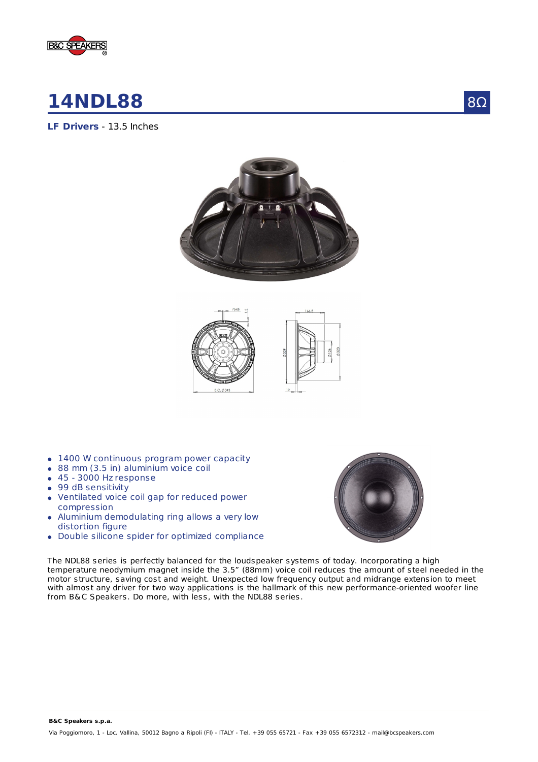# 14NDL88

8Ω

**LF Drivers** - 13.5 Inches

- 1400 W continuous program power capacity
- 88 mm (3.5 in) aluminium voice coil
- 45 - 3000 Hz response
- 99 dB sensitivity
- Ventilated voice coil gap for reduced power compression
- Aluminium demodulating ring allows a very low distortion figure
- Double silicone spider for optimized compliance

The NDL88 series is perfectly balanced for the loudspeaker systems of today. Incorporating a high temperature neodymium magnet inside the 3.5" (88mm) voice coil reduces the amount of steel needed in the motor structure, saving cost and weight. Unexpected low frequency output and midrange extension to meet with almost any driver for two way applications is the hallmark of this new performance-oriented woofer line from B&C Speakers. Do more, with less, with the NDL88 series.

**B&C Speakers s.p.a.**

Via Poggiomoro, 1 - Loc. Vallina, 50012 Bagno a Ripoli (FI) - ITALY - Tel. +39 055 65721 - Fax +39 055 6572312 - mail@bcspeakers.com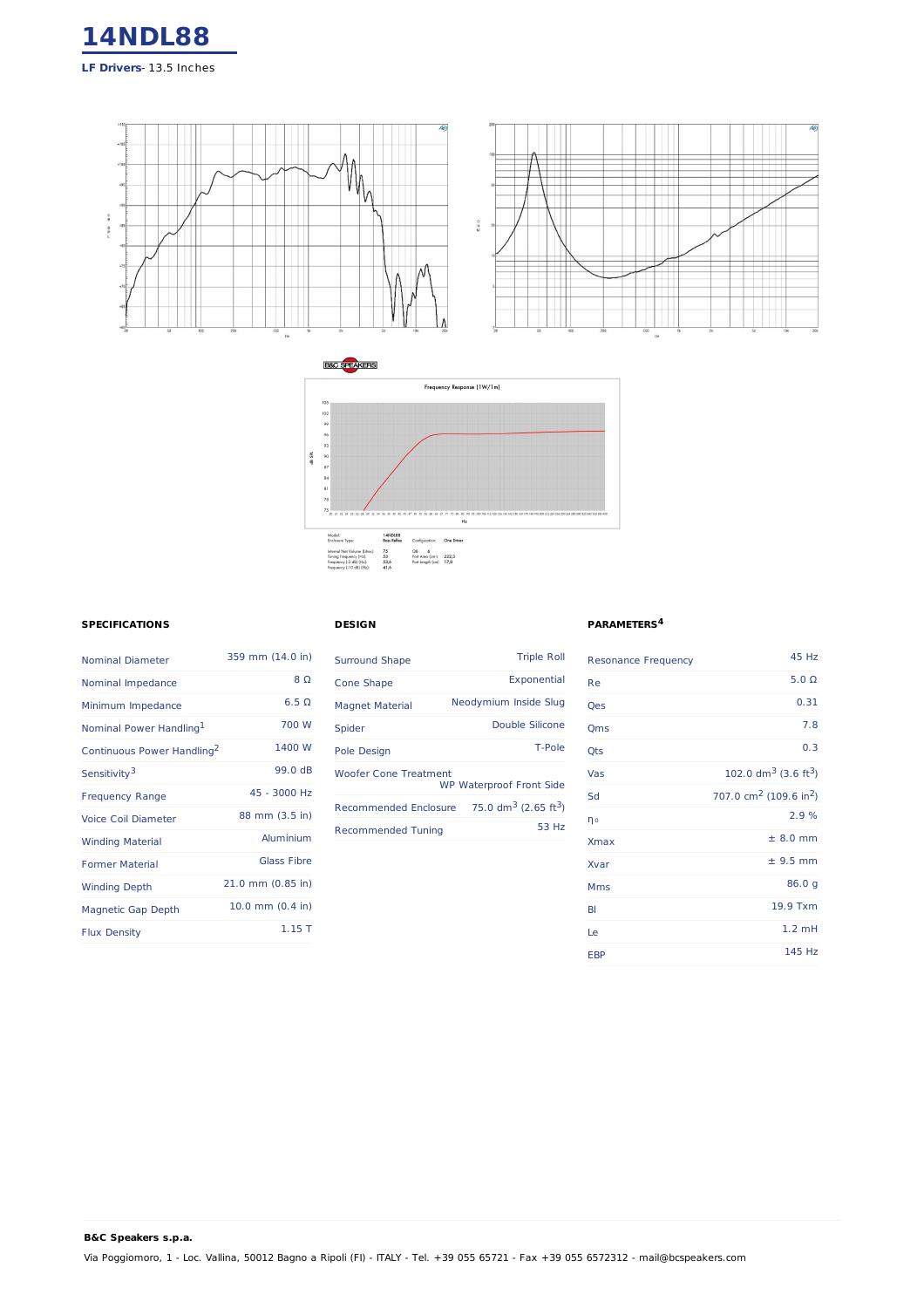# 14NDL88

**LF Drivers**- 13.5 Inches

Frequency Response (1W/1m)

| Model: | 14NDL88 | Configuration: | One Driver |
|---|---|---|---|
| Enclosure Type: | Bass Reflex | | |
| Internal Net Volume (Litres): | 75 | QB: | 6 |
| Tuning Frequency (Hz): | 53 | Port Area (cm²): | 222,3 |
| Frequency (-3 dB) (Hz): | 53,6 | Port length (cm): | 17,0 |
| Frequency (-10 dB) (Hz): | 41,6 | | |

### SPECIFICATIONS

| | |
|---|---|
| Nominal Diameter | 359 mm (14.0 in) |
| Nominal Impedance | 8 Ω |
| Minimum Impedance | 6.5 Ω |
| Nominal Power Handling[1] | 700 W |
| Continuous Power Handling[2] | 1400 W |
| Sensitivity[3] | 99.0 dB |
| Frequency Range | 45 - 3000 Hz |
| Voice Coil Diameter | 88 mm (3.5 in) |
| Winding Material | Aluminium |
| Former Material | Glass Fibre |
| Winding Depth | 21.0 mm (0.85 in) |
| Magnetic Gap Depth | 10.0 mm (0.4 in) |
| Flux Density | 1.15 T |

### DESIGN

| | |
|---|---|
| Surround Shape | Triple Roll |
| Cone Shape | Exponential |
| Magnet Material | Neodymium Inside Slug |
| Spider | Double Silicone |
| Pole Design | T-Pole |
| Woofer Cone Treatment | WP Waterproof Front Side |
| Recommended Enclosure | 75.0 dm³ (2.65 ft³) |
| Recommended Tuning | 53 Hz |

### PARAMETERS[4]

| | |
|---|---|
| Resonance Frequency | 45 Hz |
| Re | 5.0 Ω |
| Qes | 0.31 |
| Qms | 7.8 |
| Qts | 0.3 |
| Vas | 102.0 dm³ (3.6 ft³) |
| Sd | 707.0 cm² (109.6 in²) |
| $\eta_0$ | 2.9 % |
| Xmax | ± 8.0 mm |
| Xvar | ± 9.5 mm |
| Mms | 86.0 g |
| Bl | 19.9 Txm |
| Le | 1.2 mH |
| EBP | 145 Hz |

**B&C Speakers s.p.a.**

Via Poggiomoro, 1 - Loc. Vallina, 50012 Bagno a Ripoli (FI) - ITALY - Tel. +39 055 65721 - Fax +39 055 6572312 - mail@bcspeakers.com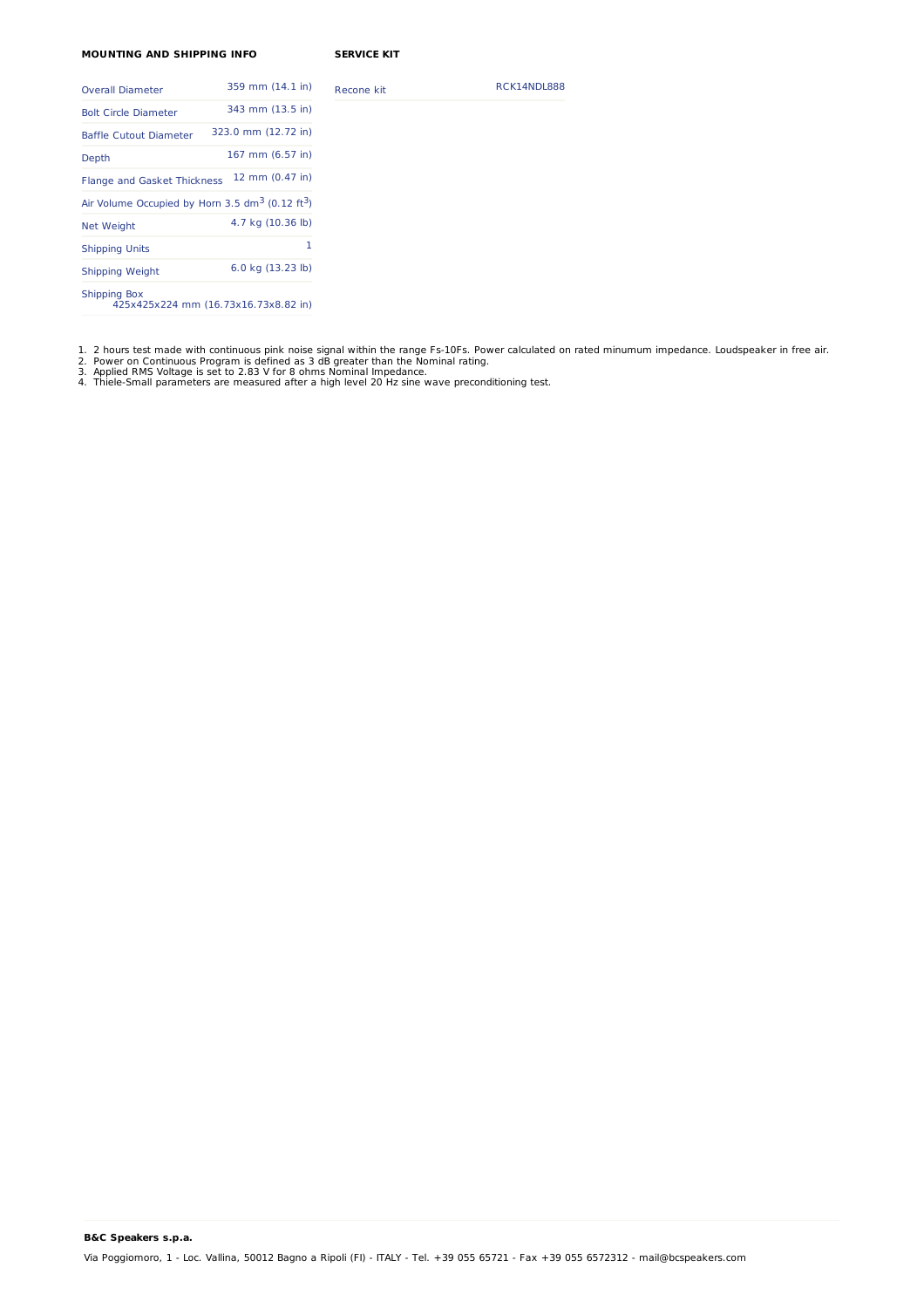## MOUNTING AND SHIPPING INFO

| | |
|---|---|
| Overall Diameter | 359 mm (14.1 in) |
| Bolt Circle Diameter | 343 mm (13.5 in) |
| Baffle Cutout Diameter | 323.0 mm (12.72 in) |
| Depth | 167 mm (6.57 in) |
| Flange and Gasket Thickness | 12 mm (0.47 in) |
| Air Volume Occupied by Horn | 3.5 $dm^3$ (0.12 $ft^3$) |
| Net Weight | 4.7 kg (10.36 lb) |
| Shipping Units | 1 |
| Shipping Weight | 6.0 kg (13.23 lb) |
| Shipping Box | 425x425x224 mm (16.73x16.73x8.82 in) |

## SERVICE KIT

| | |
|---|---|
| Recone kit | RCK14NDL888 |

1. 2 hours test made with continuous pink noise signal within the range Fs-10Fs. Power calculated on rated minumum impedance. Loudspeaker in free air.
2. Power on Continuous Program is defined as 3 dB greater than the Nominal rating.
3. Applied RMS Voltage is set to 2.83 V for 8 ohms Nominal Impedance.
4. Thiele-Small parameters are measured after a high level 20 Hz sine wave preconditioning test.

**B&C Speakers s.p.a.**

Via Poggiomoro, 1 - Loc. Vallina, 50012 Bagno a Ripoli (FI) - ITALY - Tel. +39 055 65721 - Fax +39 055 6572312 - mail@bcspeakers.com